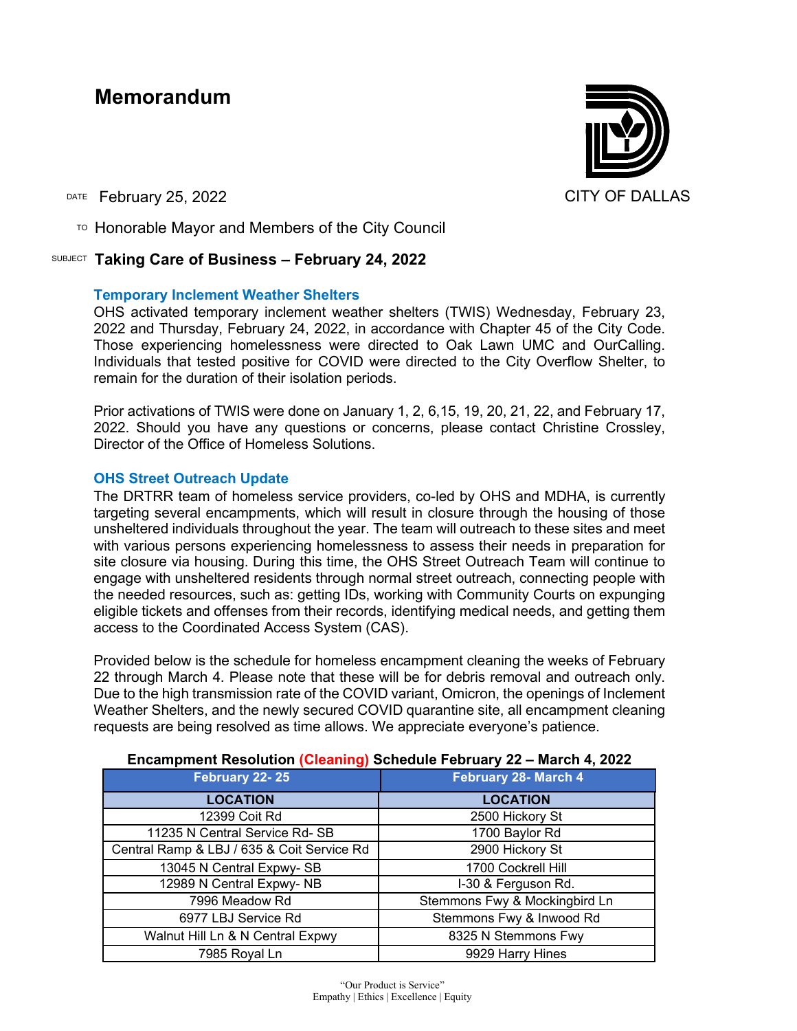# Memorandum

CITY OF DALLAS

DATE February 25, 2022

TO Honorable Mayor and Members of the City Council

SUBJECT **Taking Care of Business – February 24, 2022**

## Temporary Inclement Weather Shelters

OHS activated temporary inclement weather shelters (TWIS) Wednesday, February 23, 2022 and Thursday, February 24, 2022, in accordance with Chapter 45 of the City Code. Those experiencing homelessness were directed to Oak Lawn UMC and OurCalling. Individuals that tested positive for COVID were directed to the City Overflow Shelter, to remain for the duration of their isolation periods.

Prior activations of TWIS were done on January 1, 2, 6,15, 19, 20, 21, 22, and February 17, 2022. Should you have any questions or concerns, please contact Christine Crossley, Director of the Office of Homeless Solutions.

## OHS Street Outreach Update

The DRTRR team of homeless service providers, co-led by OHS and MDHA, is currently targeting several encampments, which will result in closure through the housing of those unsheltered individuals throughout the year. The team will outreach to these sites and meet with various persons experiencing homelessness to assess their needs in preparation for site closure via housing. During this time, the OHS Street Outreach Team will continue to engage with unsheltered residents through normal street outreach, connecting people with the needed resources, such as: getting IDs, working with Community Courts on expunging eligible tickets and offenses from their records, identifying medical needs, and getting them access to the Coordinated Access System (CAS).

Provided below is the schedule for homeless encampment cleaning the weeks of February 22 through March 4. Please note that these will be for debris removal and outreach only. Due to the high transmission rate of the COVID variant, Omicron, the openings of Inclement Weather Shelters, and the newly secured COVID quarantine site, all encampment cleaning requests are being resolved as time allows. We appreciate everyone's patience.

**Encampment Resolution (Cleaning) Schedule February 22 – March 4, 2022**

| February 22- 25 | February 28- March 4 |
|---|---|
| **LOCATION** | **LOCATION** |
| 12399 Coit Rd | 2500 Hickory St |
| 11235 N Central Service Rd- SB | 1700 Baylor Rd |
| Central Ramp & LBJ / 635 & Coit Service Rd | 2900 Hickory St |
| 13045 N Central Expwy- SB | 1700 Cockrell Hill |
| 12989 N Central Expwy- NB | I-30 & Ferguson Rd. |
| 7996 Meadow Rd | Stemmons Fwy & Mockingbird Ln |
| 6977 LBJ Service Rd | Stemmons Fwy & Inwood Rd |
| Walnut Hill Ln & N Central Expwy | 8325 N Stemmons Fwy |
| 7985 Royal Ln | 9929 Harry Hines |

"Our Product is Service"
Empathy | Ethics | Excellence | Equity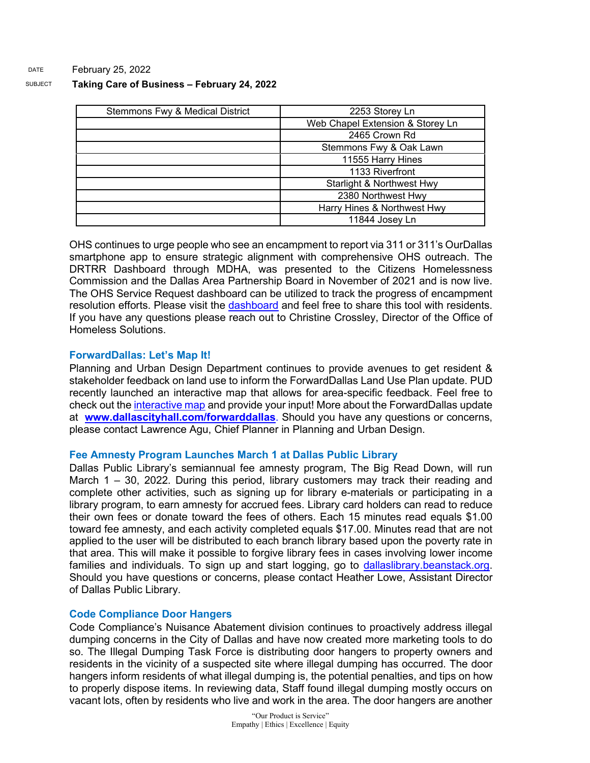DATE February 25, 2022

SUBJECT **Taking Care of Business – February 24, 2022**

| Stemmons Fwy & Medical District | 2253 Storey Ln |
|---|---|
| | Web Chapel Extension & Storey Ln |
| | 2465 Crown Rd |
| | Stemmons Fwy & Oak Lawn |
| | 11555 Harry Hines |
| | 1133 Riverfront |
| | Starlight & Northwest Hwy |
| | 2380 Northwest Hwy |
| | Harry Hines & Northwest Hwy |
| | 11844 Josey Ln |

OHS continues to urge people who see an encampment to report via 311 or 311's OurDallas smartphone app to ensure strategic alignment with comprehensive OHS outreach. The DRTRR Dashboard through MDHA, was presented to the Citizens Homelessness Commission and the Dallas Area Partnership Board in November of 2021 and is now live. The OHS Service Request dashboard can be utilized to track the progress of encampment resolution efforts. Please visit the dashboard and feel free to share this tool with residents. If you have any questions please reach out to Christine Crossley, Director of the Office of Homeless Solutions.

### ForwardDallas: Let's Map It!

Planning and Urban Design Department continues to provide avenues to get resident & stakeholder feedback on land use to inform the ForwardDallas Land Use Plan update. PUD recently launched an interactive map that allows for area-specific feedback. Feel free to check out the interactive map and provide your input! More about the ForwardDallas update at **www.dallascityhall.com/forwarddallas**. Should you have any questions or concerns, please contact Lawrence Agu, Chief Planner in Planning and Urban Design.

### Fee Amnesty Program Launches March 1 at Dallas Public Library

Dallas Public Library's semiannual fee amnesty program, The Big Read Down, will run March 1 – 30, 2022. During this period, library customers may track their reading and complete other activities, such as signing up for library e-materials or participating in a library program, to earn amnesty for accrued fees. Library card holders can read to reduce their own fees or donate toward the fees of others. Each 15 minutes read equals $1.00 toward fee amnesty, and each activity completed equals $17.00. Minutes read that are not applied to the user will be distributed to each branch library based upon the poverty rate in that area. This will make it possible to forgive library fees in cases involving lower income families and individuals. To sign up and start logging, go to dallaslibrary.beanstack.org. Should you have questions or concerns, please contact Heather Lowe, Assistant Director of Dallas Public Library.

### Code Compliance Door Hangers

Code Compliance's Nuisance Abatement division continues to proactively address illegal dumping concerns in the City of Dallas and have now created more marketing tools to do so. The Illegal Dumping Task Force is distributing door hangers to property owners and residents in the vicinity of a suspected site where illegal dumping has occurred. The door hangers inform residents of what illegal dumping is, the potential penalties, and tips on how to properly dispose items. In reviewing data, Staff found illegal dumping mostly occurs on vacant lots, often by residents who live and work in the area. The door hangers are another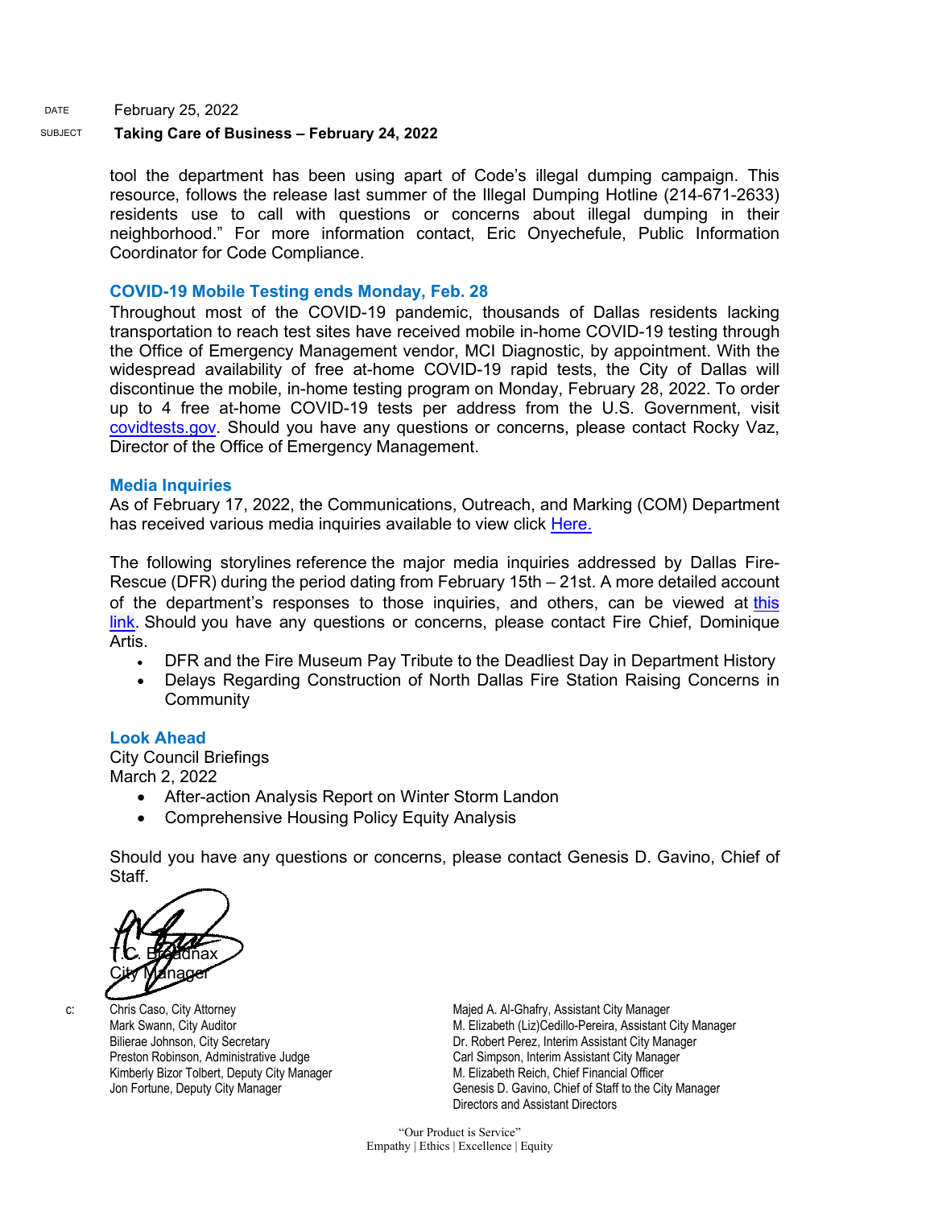DATE February 25, 2022

SUBJECT **Taking Care of Business – February 24, 2022**

tool the department has been using apart of Code's illegal dumping campaign. This resource, follows the release last summer of the Illegal Dumping Hotline (214-671-2633) residents use to call with questions or concerns about illegal dumping in their neighborhood." For more information contact, Eric Onyechefule, Public Information Coordinator for Code Compliance.

### COVID-19 Mobile Testing ends Monday, Feb. 28

Throughout most of the COVID-19 pandemic, thousands of Dallas residents lacking transportation to reach test sites have received mobile in-home COVID-19 testing through the Office of Emergency Management vendor, MCI Diagnostic, by appointment. With the widespread availability of free at-home COVID-19 rapid tests, the City of Dallas will discontinue the mobile, in-home testing program on Monday, February 28, 2022. To order up to 4 free at-home COVID-19 tests per address from the U.S. Government, visit covidtests.gov. Should you have any questions or concerns, please contact Rocky Vaz, Director of the Office of Emergency Management.

### Media Inquiries

As of February 17, 2022, the Communications, Outreach, and Marking (COM) Department has received various media inquiries available to view click Here.

The following storylines reference the major media inquiries addressed by Dallas Fire-Rescue (DFR) during the period dating from February 15th – 21st. A more detailed account of the department's responses to those inquiries, and others, can be viewed at this link. Should you have any questions or concerns, please contact Fire Chief, Dominique Artis.

- DFR and the Fire Museum Pay Tribute to the Deadliest Day in Department History
- Delays Regarding Construction of North Dallas Fire Station Raising Concerns in Community

### Look Ahead

City Council Briefings
March 2, 2022

- After-action Analysis Report on Winter Storm Landon
- Comprehensive Housing Policy Equity Analysis

Should you have any questions or concerns, please contact Genesis D. Gavino, Chief of Staff.

T.C. Broadnax
City Manager

c:
Chris Caso, City Attorney
Mark Swann, City Auditor
Bilierae Johnson, City Secretary
Preston Robinson, Administrative Judge
Kimberly Bizor Tolbert, Deputy City Manager
Jon Fortune, Deputy City Manager
Majed A. Al-Ghafry, Assistant City Manager
M. Elizabeth (Liz)Cedillo-Pereira, Assistant City Manager
Dr. Robert Perez, Interim Assistant City Manager
Carl Simpson, Interim Assistant City Manager
M. Elizabeth Reich, Chief Financial Officer
Genesis D. Gavino, Chief of Staff to the City Manager
Directors and Assistant Directors

"Our Product is Service"
Empathy | Ethics | Excellence | Equity